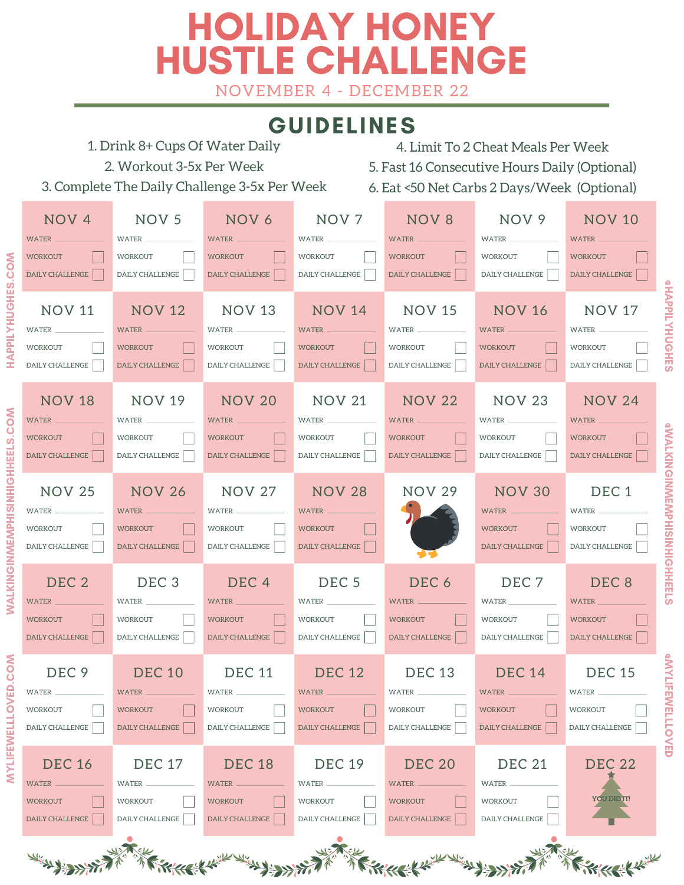# HOLIDAY HONEY HUSTLE CHALLENGE

NOVEMBER 4 - DECEMBER 22

## GUIDELINES

1. Drink 8+ Cups Of Water Daily
2. Workout 3-5x Per Week
3. Complete The Daily Challenge 3-5x Per Week
4. Limit To 2 Cheat Meals Per Week
5. Fast 16 Consecutive Hours Daily (Optional)
6. Eat <50 Net Carbs 2 Days/Week (Optional)

| NOV 4 | NOV 5 | NOV 6 | NOV 7 | NOV 8 | NOV 9 | NOV 10 |
|---|---|---|---|---|---|---|
| WATER ______ WORKOUT ☐ DAILY CHALLENGE ☐ | WATER ______ WORKOUT ☐ DAILY CHALLENGE ☐ | WATER ______ WORKOUT ☐ DAILY CHALLENGE ☐ | WATER ______ WORKOUT ☐ DAILY CHALLENGE ☐ | WATER ______ WORKOUT ☐ DAILY CHALLENGE ☐ | WATER ______ WORKOUT ☐ DAILY CHALLENGE ☐ | WATER ______ WORKOUT ☐ DAILY CHALLENGE ☐ |
| **NOV 11** | **NOV 12** | **NOV 13** | **NOV 14** | **NOV 15** | **NOV 16** | **NOV 17** |
| WATER ______ WORKOUT ☐ DAILY CHALLENGE ☐ | WATER ______ WORKOUT ☐ DAILY CHALLENGE ☐ | WATER ______ WORKOUT ☐ DAILY CHALLENGE ☐ | WATER ______ WORKOUT ☐ DAILY CHALLENGE ☐ | WATER ______ WORKOUT ☐ DAILY CHALLENGE ☐ | WATER ______ WORKOUT ☐ DAILY CHALLENGE ☐ | WATER ______ WORKOUT ☐ DAILY CHALLENGE ☐ |
| **NOV 18** | **NOV 19** | **NOV 20** | **NOV 21** | **NOV 22** | **NOV 23** | **NOV 24** |
| WATER ______ WORKOUT ☐ DAILY CHALLENGE ☐ | WATER ______ WORKOUT ☐ DAILY CHALLENGE ☐ | WATER ______ WORKOUT ☐ DAILY CHALLENGE ☐ | WATER ______ WORKOUT ☐ DAILY CHALLENGE ☐ | WATER ______ WORKOUT ☐ DAILY CHALLENGE ☐ | WATER ______ WORKOUT ☐ DAILY CHALLENGE ☐ | WATER ______ WORKOUT ☐ DAILY CHALLENGE ☐ |
| **NOV 25** | **NOV 26** | **NOV 27** | **NOV 28** | **NOV 29** | **NOV 30** | **DEC 1** |
| WATER ______ WORKOUT ☐ DAILY CHALLENGE ☐ | WATER ______ WORKOUT ☐ DAILY CHALLENGE ☐ | WATER ______ WORKOUT ☐ DAILY CHALLENGE ☐ | WATER ______ WORKOUT ☐ DAILY CHALLENGE ☐ | | WATER ______ WORKOUT ☐ DAILY CHALLENGE ☐ | WATER ______ WORKOUT ☐ DAILY CHALLENGE ☐ |
| **DEC 2** | **DEC 3** | **DEC 4** | **DEC 5** | **DEC 6** | **DEC 7** | **DEC 8** |
| WATER ______ WORKOUT ☐ DAILY CHALLENGE ☐ | WATER ______ WORKOUT ☐ DAILY CHALLENGE ☐ | WATER ______ WORKOUT ☐ DAILY CHALLENGE ☐ | WATER ______ WORKOUT ☐ DAILY CHALLENGE ☐ | WATER ______ WORKOUT ☐ DAILY CHALLENGE ☐ | WATER ______ WORKOUT ☐ DAILY CHALLENGE ☐ | WATER ______ WORKOUT ☐ DAILY CHALLENGE ☐ |
| **DEC 9** | **DEC 10** | **DEC 11** | **DEC 12** | **DEC 13** | **DEC 14** | **DEC 15** |
| WATER ______ WORKOUT ☐ DAILY CHALLENGE ☐ | WATER ______ WORKOUT ☐ DAILY CHALLENGE ☐ | WATER ______ WORKOUT ☐ DAILY CHALLENGE ☐ | WATER ______ WORKOUT ☐ DAILY CHALLENGE ☐ | WATER ______ WORKOUT ☐ DAILY CHALLENGE ☐ | WATER ______ WORKOUT ☐ DAILY CHALLENGE ☐ | WATER ______ WORKOUT ☐ DAILY CHALLENGE ☐ |
| **DEC 16** | **DEC 17** | **DEC 18** | **DEC 19** | **DEC 20** | **DEC 21** | **DEC 22** |
| WATER ______ WORKOUT ☐ DAILY CHALLENGE ☐ | WATER ______ WORKOUT ☐ DAILY CHALLENGE ☐ | WATER ______ WORKOUT ☐ DAILY CHALLENGE ☐ | WATER ______ WORKOUT ☐ DAILY CHALLENGE ☐ | WATER ______ WORKOUT ☐ DAILY CHALLENGE ☐ | WATER ______ WORKOUT ☐ DAILY CHALLENGE ☐ | YOU DID IT! |

HAPPILYHUGHES.COM | @HAPPILYHUGHES

WALKINGINMEMPHISINHIGHHEELS.COM | @WALKINGINMEMPHISINHIGHHEELS

MYLIFEWELLLOVED.COM | @MYLIFEWELLLOVED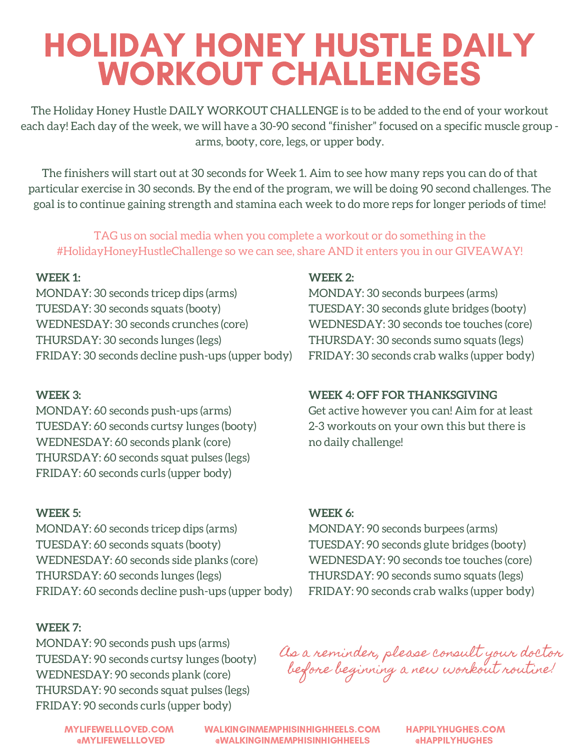# HOLIDAY HONEY HUSTLE DAILY WORKOUT CHALLENGES

The Holiday Honey Hustle DAILY WORKOUT CHALLENGE is to be added to the end of your workout each day! Each day of the week, we will have a 30-90 second "finisher" focused on a specific muscle group - arms, booty, core, legs, or upper body.

The finishers will start out at 30 seconds for Week 1. Aim to see how many reps you can do of that particular exercise in 30 seconds. By the end of the program, we will be doing 90 second challenges. The goal is to continue gaining strength and stamina each week to do more reps for longer periods of time!

TAG us on social media when you complete a workout or do something in the #HolidayHoneyHustleChallenge so we can see, share AND it enters you in our GIVEAWAY!

**WEEK 1:**
MONDAY: 30 seconds tricep dips (arms)
TUESDAY: 30 seconds squats (booty)
WEDNESDAY: 30 seconds crunches (core)
THURSDAY: 30 seconds lunges (legs)
FRIDAY: 30 seconds decline push-ups (upper body)

**WEEK 2:**
MONDAY: 30 seconds burpees (arms)
TUESDAY: 30 seconds glute bridges (booty)
WEDNESDAY: 30 seconds toe touches (core)
THURSDAY: 30 seconds sumo squats (legs)
FRIDAY: 30 seconds crab walks (upper body)

**WEEK 3:**
MONDAY: 60 seconds push-ups (arms)
TUESDAY: 60 seconds curtsy lunges (booty)
WEDNESDAY: 60 seconds plank (core)
THURSDAY: 60 seconds squat pulses (legs)
FRIDAY: 60 seconds curls (upper body)

**WEEK 4: OFF FOR THANKSGIVING**
Get active however you can! Aim for at least 2-3 workouts on your own this but there is no daily challenge!

**WEEK 5:**
MONDAY: 60 seconds tricep dips (arms)
TUESDAY: 60 seconds squats (booty)
WEDNESDAY: 60 seconds side planks (core)
THURSDAY: 60 seconds lunges (legs)
FRIDAY: 60 seconds decline push-ups (upper body)

**WEEK 6:**
MONDAY: 90 seconds burpees (arms)
TUESDAY: 90 seconds glute bridges (booty)
WEDNESDAY: 90 seconds toe touches (core)
THURSDAY: 90 seconds sumo squats (legs)
FRIDAY: 90 seconds crab walks (upper body)

**WEEK 7:**
MONDAY: 90 seconds push ups (arms)
TUESDAY: 90 seconds curtsy lunges (booty)
WEDNESDAY: 90 seconds plank (core)
THURSDAY: 90 seconds squat pulses (legs)
FRIDAY: 90 seconds curls (upper body)

*As a reminder, please consult your doctor before beginning a new workout routine!*

MYLIFEWELLLOVED.COM
@MYLIFEWELLLOVED

WALKINGINMEMPHISINHIGHHEELS.COM
@WALKINGINMEMPHISINHIGHHEELS

HAPPILYHUGHES.COM
@HAPPILYHUGHES